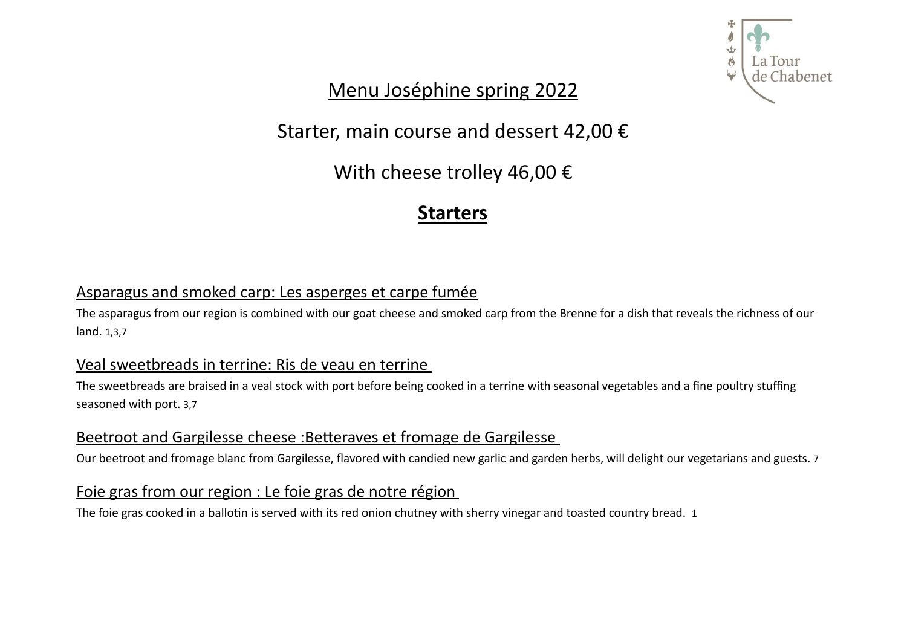# Menu Joséphine spring 2022

Starter, main course and dessert 42,00 €

With cheese trolley 46,00 €

## Starters

### Asparagus and smoked carp: Les asperges et carpe fumée

The asparagus from our region is combined with our goat cheese and smoked carp from the Brenne for a dish that reveals the richness of our land. 1,3,7

### Veal sweetbreads in terrine: Ris de veau en terrine

The sweetbreads are braised in a veal stock with port before being cooked in a terrine with seasonal vegetables and a fine poultry stuffing seasoned with port. 3,7

### Beetroot and Gargilesse cheese :Betteraves et fromage de Gargilesse

Our beetroot and fromage blanc from Gargilesse, flavored with candied new garlic and garden herbs, will delight our vegetarians and guests. 7

### Foie gras from our region : Le foie gras de notre région

The foie gras cooked in a ballotin is served with its red onion chutney with sherry vinegar and toasted country bread. 1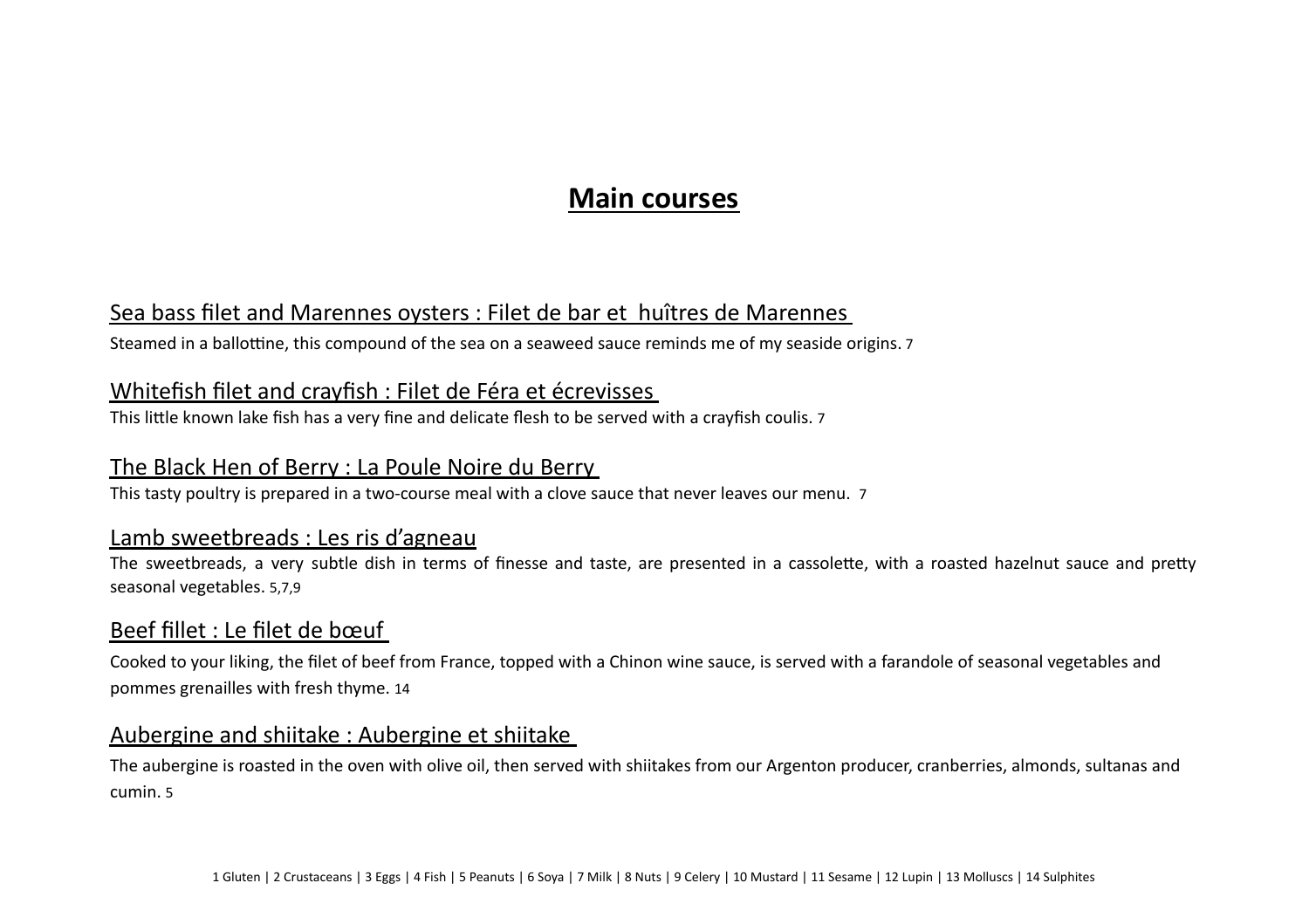# Main courses

## Sea bass filet and Marennes oysters : Filet de bar et huîtres de Marennes

Steamed in a ballottine, this compound of the sea on a seaweed sauce reminds me of my seaside origins. 7

## Whitefish filet and crayfish : Filet de Féra et écrevisses

This little known lake fish has a very fine and delicate flesh to be served with a crayfish coulis. 7

## The Black Hen of Berry : La Poule Noire du Berry

This tasty poultry is prepared in a two-course meal with a clove sauce that never leaves our menu. 7

## Lamb sweetbreads : Les ris d'agneau

The sweetbreads, a very subtle dish in terms of finesse and taste, are presented in a cassolette, with a roasted hazelnut sauce and pretty seasonal vegetables. 5,7,9

## Beef fillet : Le filet de bœuf

Cooked to your liking, the filet of beef from France, topped with a Chinon wine sauce, is served with a farandole of seasonal vegetables and pommes grenailles with fresh thyme. 14

## Aubergine and shiitake : Aubergine et shiitake

The aubergine is roasted in the oven with olive oil, then served with shiitakes from our Argenton producer, cranberries, almonds, sultanas and cumin. 5

1 Gluten | 2 Crustaceans | 3 Eggs | 4 Fish | 5 Peanuts | 6 Soya | 7 Milk | 8 Nuts | 9 Celery | 10 Mustard | 11 Sesame | 12 Lupin | 13 Molluscs | 14 Sulphites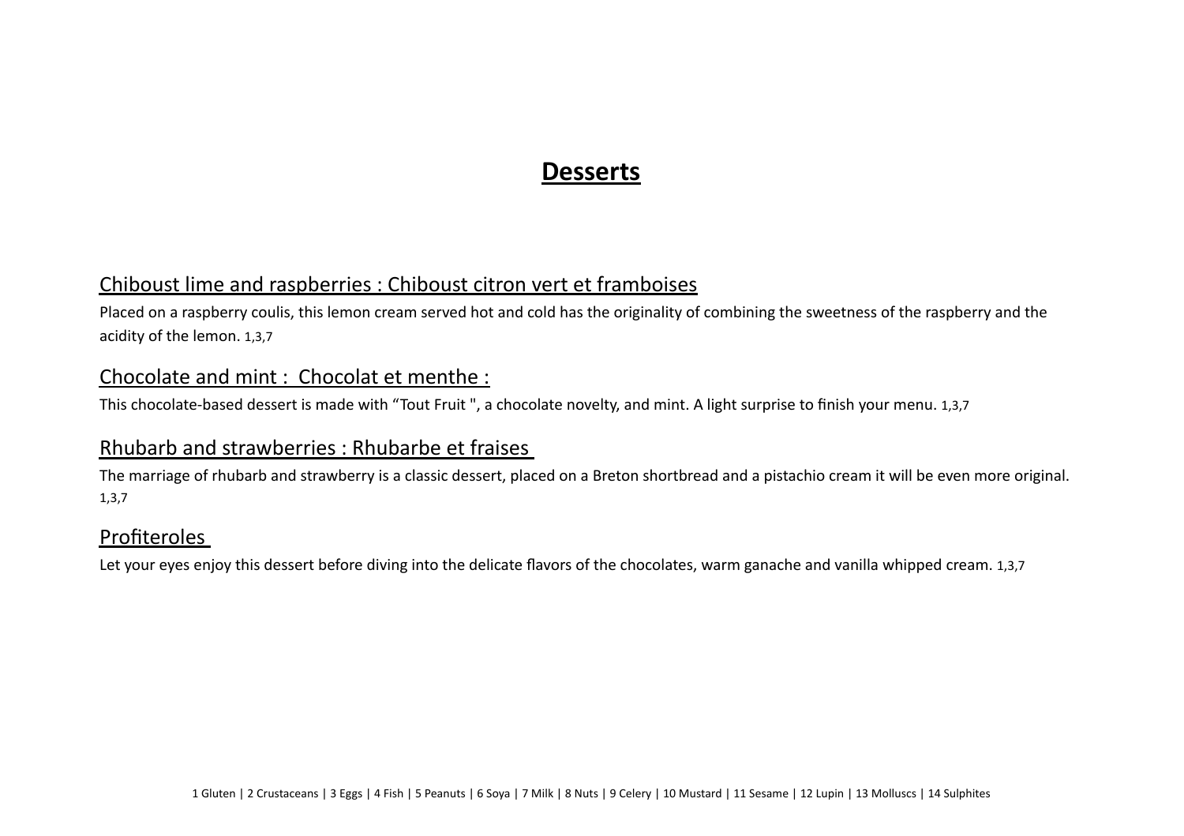# Desserts

## Chiboust lime and raspberries : Chiboust citron vert et framboises

Placed on a raspberry coulis, this lemon cream served hot and cold has the originality of combining the sweetness of the raspberry and the acidity of the lemon. 1,3,7

## Chocolate and mint :  Chocolat et menthe :

This chocolate-based dessert is made with “Tout Fruit ", a chocolate novelty, and mint. A light surprise to finish your menu. 1,3,7

## Rhubarb and strawberries : Rhubarbe et fraises

The marriage of rhubarb and strawberry is a classic dessert, placed on a Breton shortbread and a pistachio cream it will be even more original. 1,3,7

## Profiteroles

Let your eyes enjoy this dessert before diving into the delicate flavors of the chocolates, warm ganache and vanilla whipped cream. 1,3,7

1 Gluten | 2 Crustaceans | 3 Eggs | 4 Fish | 5 Peanuts | 6 Soya | 7 Milk | 8 Nuts | 9 Celery | 10 Mustard | 11 Sesame | 12 Lupin | 13 Molluscs | 14 Sulphites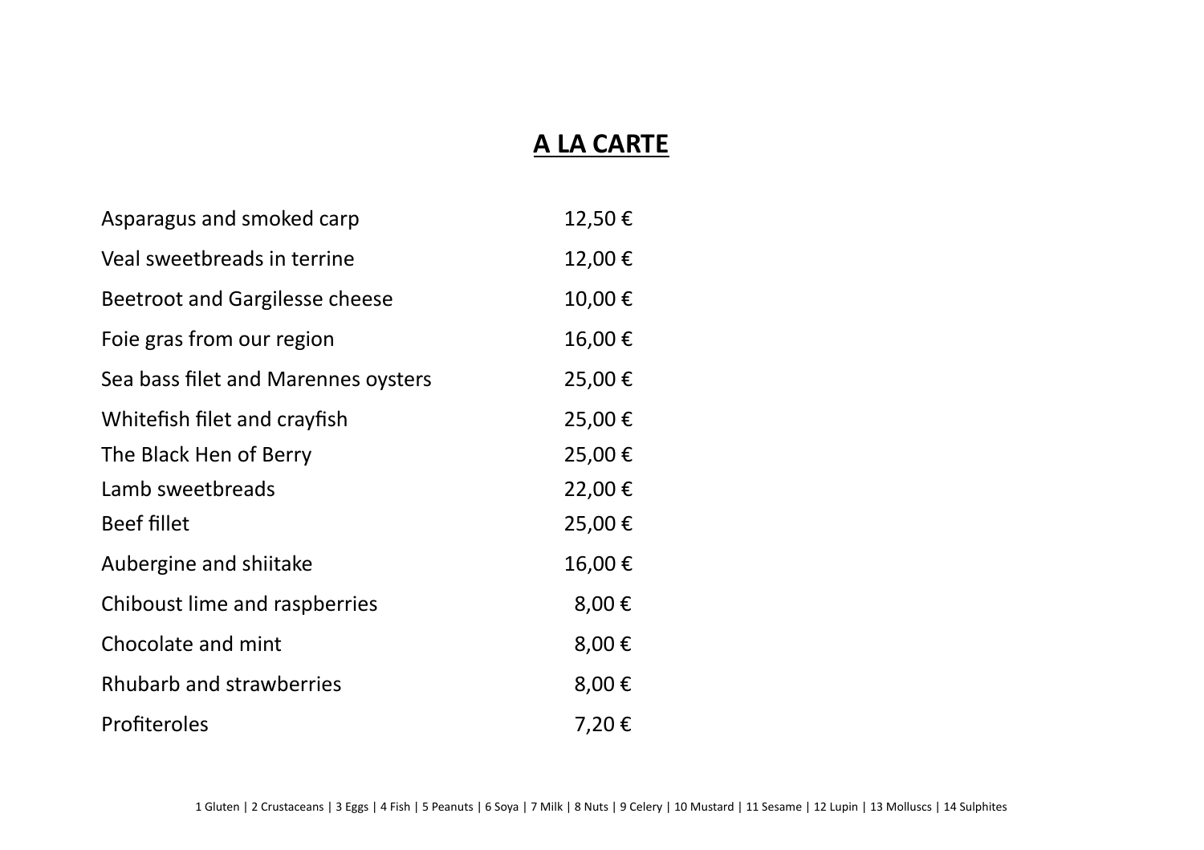## A LA CARTE

| | |
|---|---|
| Asparagus and smoked carp | 12,50 € |
| Veal sweetbreads in terrine | 12,00 € |
| Beetroot and Gargilesse cheese | 10,00 € |
| Foie gras from our region | 16,00 € |
| Sea bass filet and Marennes oysters | 25,00 € |
| Whitefish filet and crayfish | 25,00 € |
| The Black Hen of Berry | 25,00 € |
| Lamb sweetbreads | 22,00 € |
| Beef fillet | 25,00 € |
| Aubergine and shiitake | 16,00 € |
| Chiboust lime and raspberries | 8,00 € |
| Chocolate and mint | 8,00 € |
| Rhubarb and strawberries | 8,00 € |
| Profiteroles | 7,20 € |

1 Gluten | 2 Crustaceans | 3 Eggs | 4 Fish | 5 Peanuts | 6 Soya | 7 Milk | 8 Nuts | 9 Celery | 10 Mustard | 11 Sesame | 12 Lupin | 13 Molluscs | 14 Sulphites